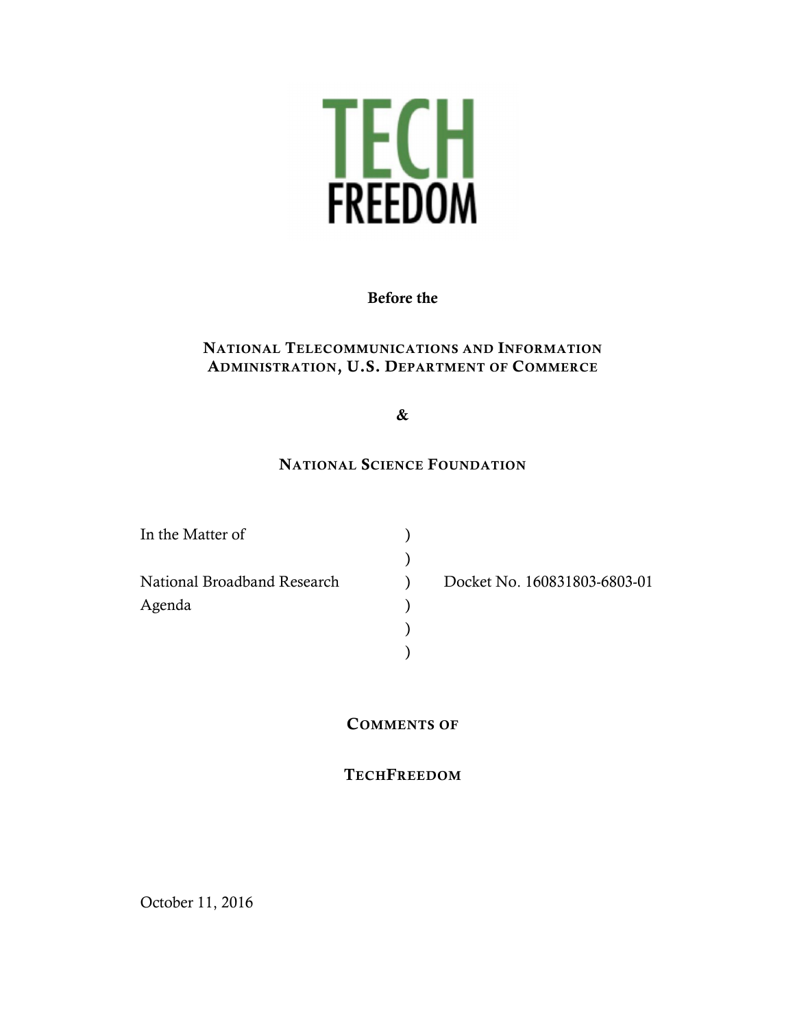TECH
FREEDOM

**Before the**

**NATIONAL TELECOMMUNICATIONS AND INFORMATION ADMINISTRATION, U.S. DEPARTMENT OF COMMERCE**

**&**

**NATIONAL SCIENCE FOUNDATION**

| | | |
|---|---|---|
| In the Matter of | ) | |
| | ) | |
| National Broadband Research | ) | Docket No. 160831803-6803-01 |
| Agenda | ) | |
| | ) | |
| | ) | |

**COMMENTS OF**

**TECHFREEDOM**

October 11, 2016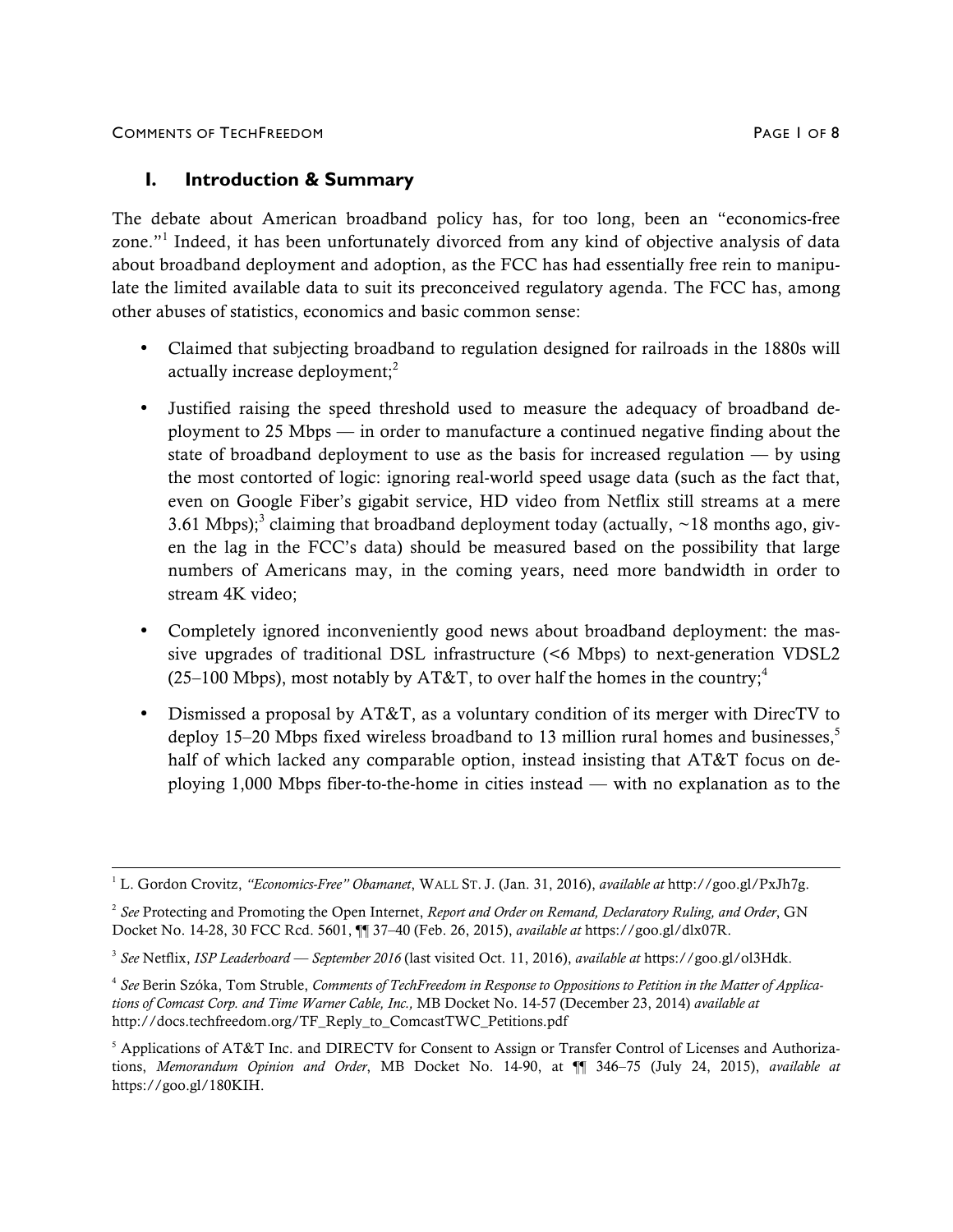## I. Introduction & Summary

The debate about American broadband policy has, for too long, been an "economics-free zone."[1] Indeed, it has been unfortunately divorced from any kind of objective analysis of data about broadband deployment and adoption, as the FCC has had essentially free rein to manipulate the limited available data to suit its preconceived regulatory agenda. The FCC has, among other abuses of statistics, economics and basic common sense:

- Claimed that subjecting broadband to regulation designed for railroads in the 1880s will actually increase deployment;[2]
- Justified raising the speed threshold used to measure the adequacy of broadband deployment to 25 Mbps — in order to manufacture a continued negative finding about the state of broadband deployment to use as the basis for increased regulation — by using the most contorted of logic: ignoring real-world speed usage data (such as the fact that, even on Google Fiber's gigabit service, HD video from Netflix still streams at a mere 3.61 Mbps);[3] claiming that broadband deployment today (actually, ~18 months ago, given the lag in the FCC's data) should be measured based on the possibility that large numbers of Americans may, in the coming years, need more bandwidth in order to stream 4K video;
- Completely ignored inconveniently good news about broadband deployment: the massive upgrades of traditional DSL infrastructure (<6 Mbps) to next-generation VDSL2 (25–100 Mbps), most notably by AT&T, to over half the homes in the country;[4]
- Dismissed a proposal by AT&T, as a voluntary condition of its merger with DirecTV to deploy 15–20 Mbps fixed wireless broadband to 13 million rural homes and businesses,[5] half of which lacked any comparable option, instead insisting that AT&T focus on deploying 1,000 Mbps fiber-to-the-home in cities instead — with no explanation as to the

---

[1] L. Gordon Crovitz, *"Economics-Free" Obamanet*, WALL ST. J. (Jan. 31, 2016), *available at* http://goo.gl/PxJh7g.

[2] *See* Protecting and Promoting the Open Internet, *Report and Order on Remand, Declaratory Ruling, and Order*, GN Docket No. 14-28, 30 FCC Rcd. 5601, ¶¶ 37–40 (Feb. 26, 2015), *available at* https://goo.gl/dlx07R.

[3] *See* Netflix, *ISP Leaderboard — September 2016* (last visited Oct. 11, 2016), *available at* https://goo.gl/ol3Hdk.

[4] *See* Berin Szóka, Tom Struble, *Comments of TechFreedom in Response to Oppositions to Petition in the Matter of Applications of Comcast Corp. and Time Warner Cable, Inc.,* MB Docket No. 14-57 (December 23, 2014) *available at* http://docs.techfreedom.org/TF_Reply_to_ComcastTWC_Petitions.pdf

[5] Applications of AT&T Inc. and DIRECTV for Consent to Assign or Transfer Control of Licenses and Authorizations, *Memorandum Opinion and Order*, MB Docket No. 14-90, at ¶¶ 346–75 (July 24, 2015), *available at* https://goo.gl/180KIH.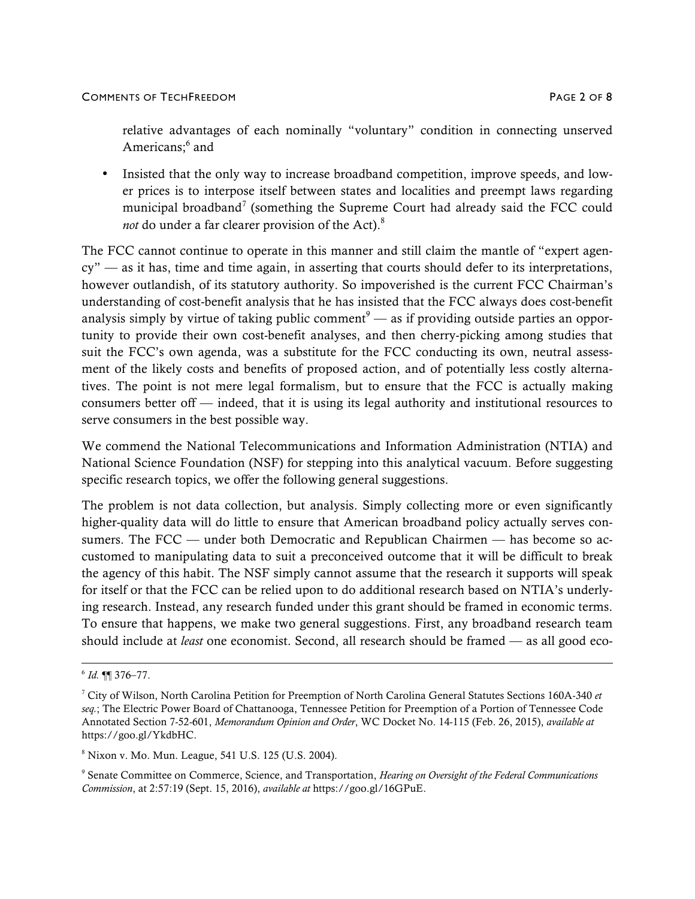relative advantages of each nominally "voluntary" condition in connecting unserved Americans;[6] and

- Insisted that the only way to increase broadband competition, improve speeds, and lower prices is to interpose itself between states and localities and preempt laws regarding municipal broadband[7] (something the Supreme Court had already said the FCC could *not* do under a far clearer provision of the Act).[8]

The FCC cannot continue to operate in this manner and still claim the mantle of "expert agency" — as it has, time and time again, in asserting that courts should defer to its interpretations, however outlandish, of its statutory authority. So impoverished is the current FCC Chairman's understanding of cost-benefit analysis that he has insisted that the FCC always does cost-benefit analysis simply by virtue of taking public comment[9] — as if providing outside parties an opportunity to provide their own cost-benefit analyses, and then cherry-picking among studies that suit the FCC's own agenda, was a substitute for the FCC conducting its own, neutral assessment of the likely costs and benefits of proposed action, and of potentially less costly alternatives. The point is not mere legal formalism, but to ensure that the FCC is actually making consumers better off — indeed, that it is using its legal authority and institutional resources to serve consumers in the best possible way.

We commend the National Telecommunications and Information Administration (NTIA) and National Science Foundation (NSF) for stepping into this analytical vacuum. Before suggesting specific research topics, we offer the following general suggestions.

The problem is not data collection, but analysis. Simply collecting more or even significantly higher-quality data will do little to ensure that American broadband policy actually serves consumers. The FCC — under both Democratic and Republican Chairmen — has become so accustomed to manipulating data to suit a preconceived outcome that it will be difficult to break the agency of this habit. The NSF simply cannot assume that the research it supports will speak for itself or that the FCC can be relied upon to do additional research based on NTIA's underlying research. Instead, any research funded under this grant should be framed in economic terms. To ensure that happens, we make two general suggestions. First, any broadband research team should include at *least* one economist. Second, all research should be framed — as all good eco-

---

[6] *Id.* ¶¶ 376–77.

[7] City of Wilson, North Carolina Petition for Preemption of North Carolina General Statutes Sections 160A-340 *et seq.*; The Electric Power Board of Chattanooga, Tennessee Petition for Preemption of a Portion of Tennessee Code Annotated Section 7-52-601, *Memorandum Opinion and Order*, WC Docket No. 14-115 (Feb. 26, 2015), *available at* https://goo.gl/YkdbHC.

[8] Nixon v. Mo. Mun. League, 541 U.S. 125 (U.S. 2004).

[9] Senate Committee on Commerce, Science, and Transportation, *Hearing on Oversight of the Federal Communications Commission*, at 2:57:19 (Sept. 15, 2016), *available at* https://goo.gl/16GPuE.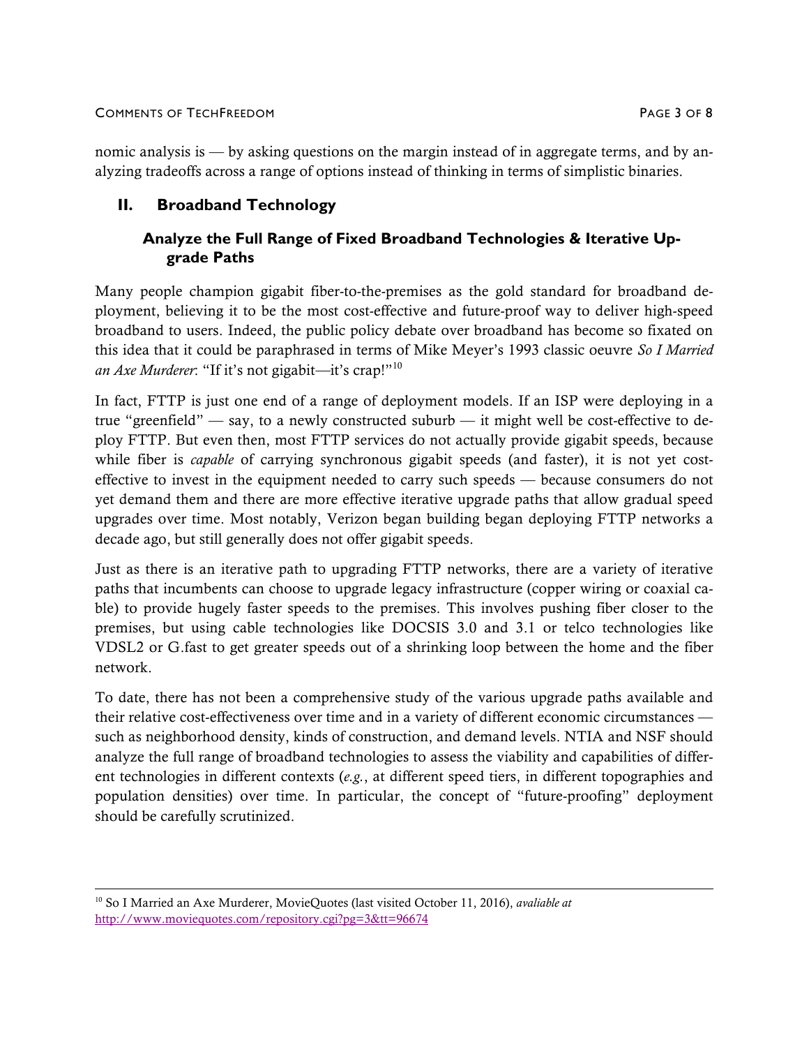nomic analysis is — by asking questions on the margin instead of in aggregate terms, and by analyzing tradeoffs across a range of options instead of thinking in terms of simplistic binaries.

## II. Broadband Technology

### Analyze the Full Range of Fixed Broadband Technologies & Iterative Upgrade Paths

Many people champion gigabit fiber-to-the-premises as the gold standard for broadband deployment, believing it to be the most cost-effective and future-proof way to deliver high-speed broadband to users. Indeed, the public policy debate over broadband has become so fixated on this idea that it could be paraphrased in terms of Mike Meyer's 1993 classic oeuvre *So I Married an Axe Murderer*: "If it's not gigabit—it's crap!"[10]

In fact, FTTP is just one end of a range of deployment models. If an ISP were deploying in a true "greenfield" — say, to a newly constructed suburb — it might well be cost-effective to deploy FTTP. But even then, most FTTP services do not actually provide gigabit speeds, because while fiber is *capable* of carrying synchronous gigabit speeds (and faster), it is not yet cost-effective to invest in the equipment needed to carry such speeds — because consumers do not yet demand them and there are more effective iterative upgrade paths that allow gradual speed upgrades over time. Most notably, Verizon began building began deploying FTTP networks a decade ago, but still generally does not offer gigabit speeds.

Just as there is an iterative path to upgrading FTTP networks, there are a variety of iterative paths that incumbents can choose to upgrade legacy infrastructure (copper wiring or coaxial cable) to provide hugely faster speeds to the premises. This involves pushing fiber closer to the premises, but using cable technologies like DOCSIS 3.0 and 3.1 or telco technologies like VDSL2 or G.fast to get greater speeds out of a shrinking loop between the home and the fiber network.

To date, there has not been a comprehensive study of the various upgrade paths available and their relative cost-effectiveness over time and in a variety of different economic circumstances — such as neighborhood density, kinds of construction, and demand levels. NTIA and NSF should analyze the full range of broadband technologies to assess the viability and capabilities of different technologies in different contexts (*e.g.*, at different speed tiers, in different topographies and population densities) over time. In particular, the concept of "future-proofing" deployment should be carefully scrutinized.

---

[10] So I Married an Axe Murderer, MovieQuotes (last visited October 11, 2016), *avaliable at* http://www.moviequotes.com/repository.cgi?pg=3&tt=96674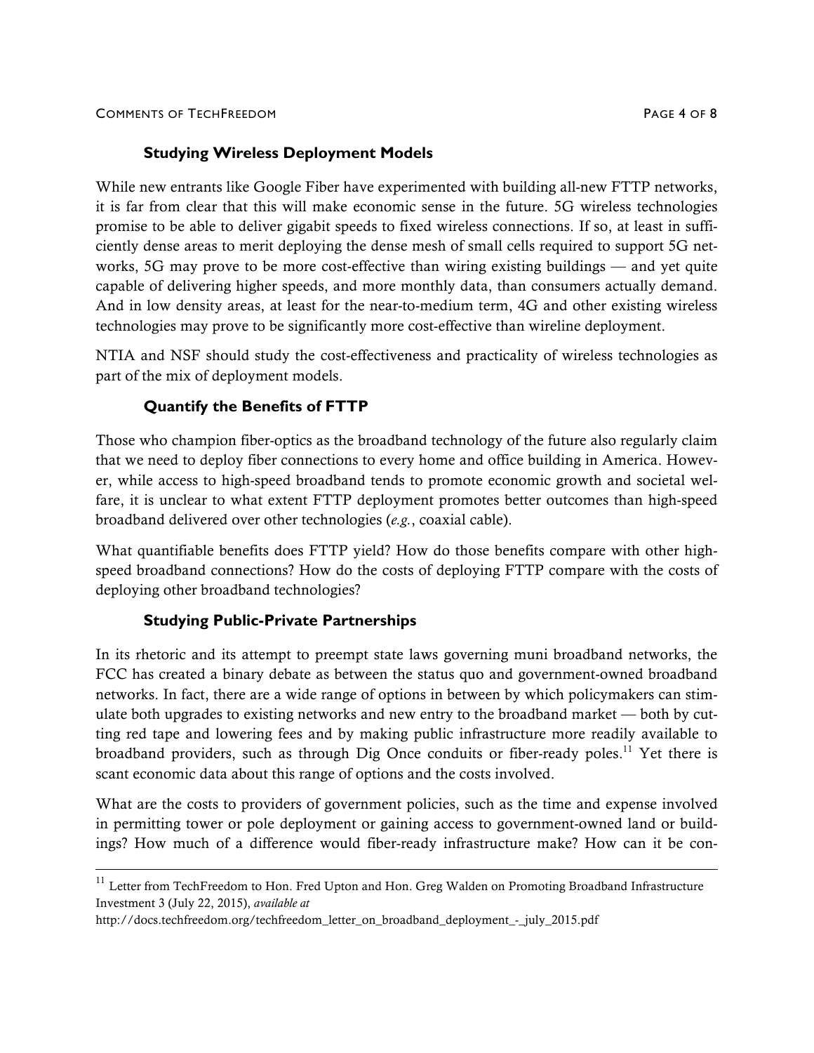### Studying Wireless Deployment Models

While new entrants like Google Fiber have experimented with building all-new FTTP networks, it is far from clear that this will make economic sense in the future. 5G wireless technologies promise to be able to deliver gigabit speeds to fixed wireless connections. If so, at least in sufficiently dense areas to merit deploying the dense mesh of small cells required to support 5G networks, 5G may prove to be more cost-effective than wiring existing buildings — and yet quite capable of delivering higher speeds, and more monthly data, than consumers actually demand. And in low density areas, at least for the near-to-medium term, 4G and other existing wireless technologies may prove to be significantly more cost-effective than wireline deployment.

NTIA and NSF should study the cost-effectiveness and practicality of wireless technologies as part of the mix of deployment models.

### Quantify the Benefits of FTTP

Those who champion fiber-optics as the broadband technology of the future also regularly claim that we need to deploy fiber connections to every home and office building in America. However, while access to high-speed broadband tends to promote economic growth and societal welfare, it is unclear to what extent FTTP deployment promotes better outcomes than high-speed broadband delivered over other technologies (*e.g.*, coaxial cable).

What quantifiable benefits does FTTP yield? How do those benefits compare with other high-speed broadband connections? How do the costs of deploying FTTP compare with the costs of deploying other broadband technologies?

### Studying Public-Private Partnerships

In its rhetoric and its attempt to preempt state laws governing muni broadband networks, the FCC has created a binary debate as between the status quo and government-owned broadband networks. In fact, there are a wide range of options in between by which policymakers can stimulate both upgrades to existing networks and new entry to the broadband market — both by cutting red tape and lowering fees and by making public infrastructure more readily available to broadband providers, such as through Dig Once conduits or fiber-ready poles.[11] Yet there is scant economic data about this range of options and the costs involved.

What are the costs to providers of government policies, such as the time and expense involved in permitting tower or pole deployment or gaining access to government-owned land or buildings? How much of a difference would fiber-ready infrastructure make? How can it be con-

---

[11] Letter from TechFreedom to Hon. Fred Upton and Hon. Greg Walden on Promoting Broadband Infrastructure Investment 3 (July 22, 2015), *available at* http://docs.techfreedom.org/techfreedom_letter_on_broadband_deployment_-_july_2015.pdf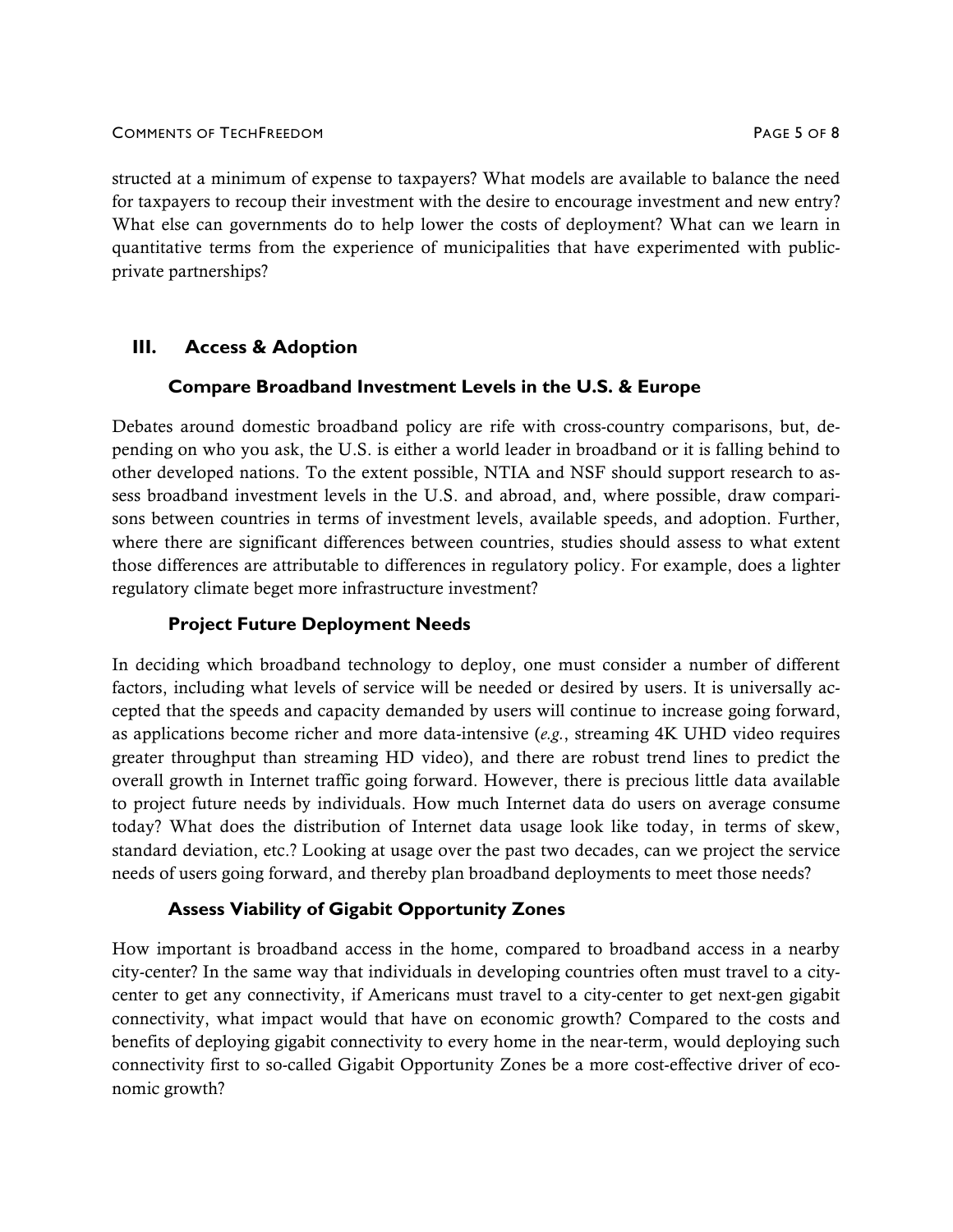structed at a minimum of expense to taxpayers? What models are available to balance the need for taxpayers to recoup their investment with the desire to encourage investment and new entry? What else can governments do to help lower the costs of deployment? What can we learn in quantitative terms from the experience of municipalities that have experimented with public-private partnerships?

## III. Access & Adoption

### Compare Broadband Investment Levels in the U.S. & Europe

Debates around domestic broadband policy are rife with cross-country comparisons, but, depending on who you ask, the U.S. is either a world leader in broadband or it is falling behind to other developed nations. To the extent possible, NTIA and NSF should support research to assess broadband investment levels in the U.S. and abroad, and, where possible, draw comparisons between countries in terms of investment levels, available speeds, and adoption. Further, where there are significant differences between countries, studies should assess to what extent those differences are attributable to differences in regulatory policy. For example, does a lighter regulatory climate beget more infrastructure investment?

### Project Future Deployment Needs

In deciding which broadband technology to deploy, one must consider a number of different factors, including what levels of service will be needed or desired by users. It is universally accepted that the speeds and capacity demanded by users will continue to increase going forward, as applications become richer and more data-intensive (*e.g.*, streaming 4K UHD video requires greater throughput than streaming HD video), and there are robust trend lines to predict the overall growth in Internet traffic going forward. However, there is precious little data available to project future needs by individuals. How much Internet data do users on average consume today? What does the distribution of Internet data usage look like today, in terms of skew, standard deviation, etc.? Looking at usage over the past two decades, can we project the service needs of users going forward, and thereby plan broadband deployments to meet those needs?

### Assess Viability of Gigabit Opportunity Zones

How important is broadband access in the home, compared to broadband access in a nearby city-center? In the same way that individuals in developing countries often must travel to a city-center to get any connectivity, if Americans must travel to a city-center to get next-gen gigabit connectivity, what impact would that have on economic growth? Compared to the costs and benefits of deploying gigabit connectivity to every home in the near-term, would deploying such connectivity first to so-called Gigabit Opportunity Zones be a more cost-effective driver of economic growth?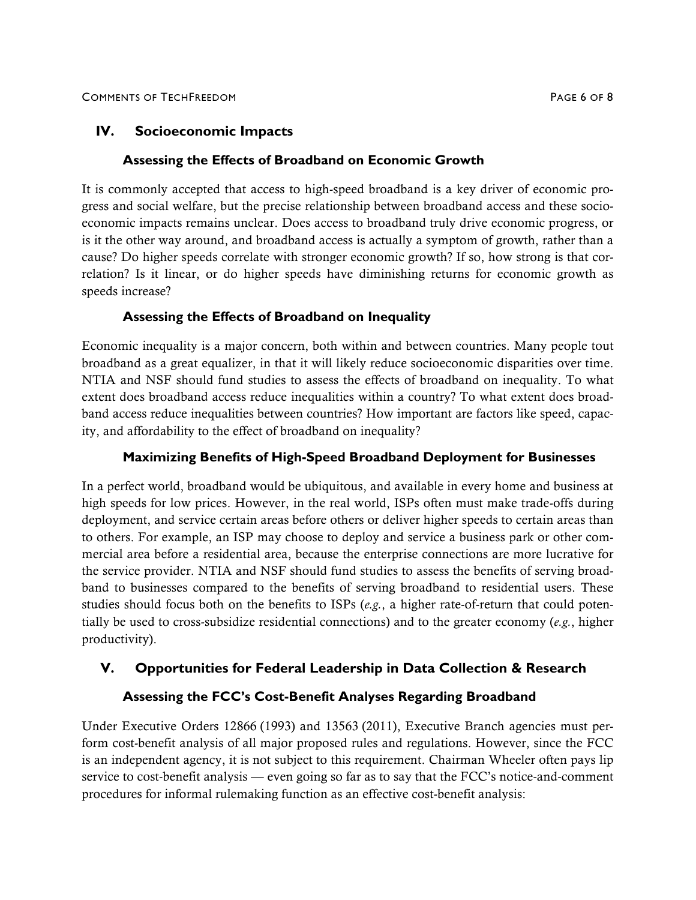## IV. Socioeconomic Impacts

### Assessing the Effects of Broadband on Economic Growth

It is commonly accepted that access to high-speed broadband is a key driver of economic progress and social welfare, but the precise relationship between broadband access and these socioeconomic impacts remains unclear. Does access to broadband truly drive economic progress, or is it the other way around, and broadband access is actually a symptom of growth, rather than a cause? Do higher speeds correlate with stronger economic growth? If so, how strong is that correlation? Is it linear, or do higher speeds have diminishing returns for economic growth as speeds increase?

### Assessing the Effects of Broadband on Inequality

Economic inequality is a major concern, both within and between countries. Many people tout broadband as a great equalizer, in that it will likely reduce socioeconomic disparities over time. NTIA and NSF should fund studies to assess the effects of broadband on inequality. To what extent does broadband access reduce inequalities within a country? To what extent does broadband access reduce inequalities between countries? How important are factors like speed, capacity, and affordability to the effect of broadband on inequality?

### Maximizing Benefits of High-Speed Broadband Deployment for Businesses

In a perfect world, broadband would be ubiquitous, and available in every home and business at high speeds for low prices. However, in the real world, ISPs often must make trade-offs during deployment, and service certain areas before others or deliver higher speeds to certain areas than to others. For example, an ISP may choose to deploy and service a business park or other commercial area before a residential area, because the enterprise connections are more lucrative for the service provider. NTIA and NSF should fund studies to assess the benefits of serving broadband to businesses compared to the benefits of serving broadband to residential users. These studies should focus both on the benefits to ISPs (*e.g.*, a higher rate-of-return that could potentially be used to cross-subsidize residential connections) and to the greater economy (*e.g.*, higher productivity).

## V. Opportunities for Federal Leadership in Data Collection & Research

### Assessing the FCC's Cost-Benefit Analyses Regarding Broadband

Under Executive Orders 12866 (1993) and 13563 (2011), Executive Branch agencies must perform cost-benefit analysis of all major proposed rules and regulations. However, since the FCC is an independent agency, it is not subject to this requirement. Chairman Wheeler often pays lip service to cost-benefit analysis — even going so far as to say that the FCC's notice-and-comment procedures for informal rulemaking function as an effective cost-benefit analysis: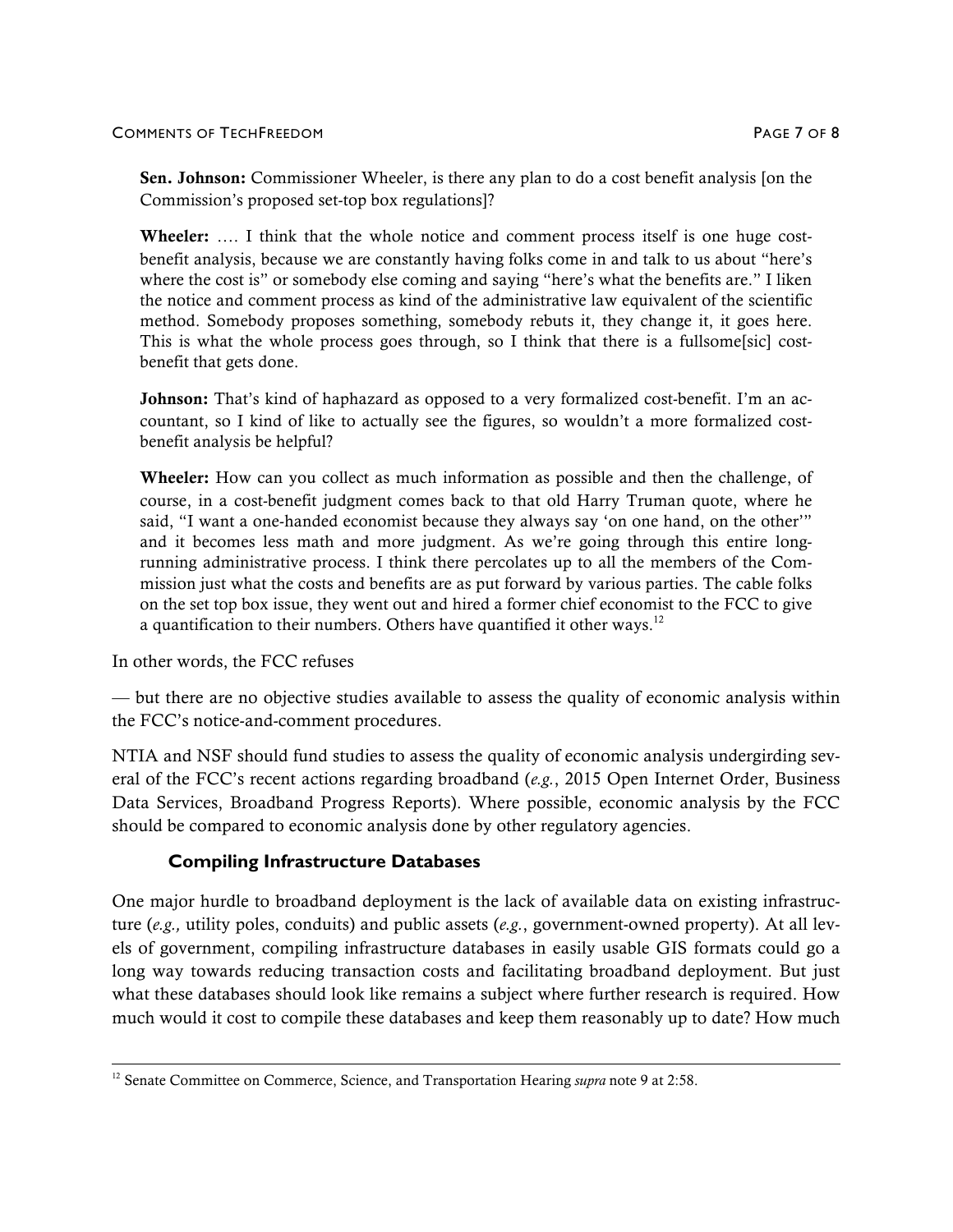**Sen. Johnson:** Commissioner Wheeler, is there any plan to do a cost benefit analysis [on the Commission's proposed set-top box regulations]?

**Wheeler:** …. I think that the whole notice and comment process itself is one huge cost-benefit analysis, because we are constantly having folks come in and talk to us about "here's where the cost is" or somebody else coming and saying "here's what the benefits are." I liken the notice and comment process as kind of the administrative law equivalent of the scientific method. Somebody proposes something, somebody rebuts it, they change it, it goes here. This is what the whole process goes through, so I think that there is a fullsome[sic] cost-benefit that gets done.

**Johnson:** That's kind of haphazard as opposed to a very formalized cost-benefit. I'm an accountant, so I kind of like to actually see the figures, so wouldn't a more formalized cost-benefit analysis be helpful?

**Wheeler:** How can you collect as much information as possible and then the challenge, of course, in a cost-benefit judgment comes back to that old Harry Truman quote, where he said, "I want a one-handed economist because they always say 'on one hand, on the other'" and it becomes less math and more judgment. As we're going through this entire long-running administrative process. I think there percolates up to all the members of the Commission just what the costs and benefits are as put forward by various parties. The cable folks on the set top box issue, they went out and hired a former chief economist to the FCC to give a quantification to their numbers. Others have quantified it other ways.[12]

In other words, the FCC refuses

— but there are no objective studies available to assess the quality of economic analysis within the FCC's notice-and-comment procedures.

NTIA and NSF should fund studies to assess the quality of economic analysis undergirding several of the FCC's recent actions regarding broadband (*e.g.*, 2015 Open Internet Order, Business Data Services, Broadband Progress Reports). Where possible, economic analysis by the FCC should be compared to economic analysis done by other regulatory agencies.

### Compiling Infrastructure Databases

One major hurdle to broadband deployment is the lack of available data on existing infrastructure (*e.g.,* utility poles, conduits) and public assets (*e.g.*, government-owned property). At all levels of government, compiling infrastructure databases in easily usable GIS formats could go a long way towards reducing transaction costs and facilitating broadband deployment. But just what these databases should look like remains a subject where further research is required. How much would it cost to compile these databases and keep them reasonably up to date? How much

---

[12] Senate Committee on Commerce, Science, and Transportation Hearing *supra* note 9 at 2:58.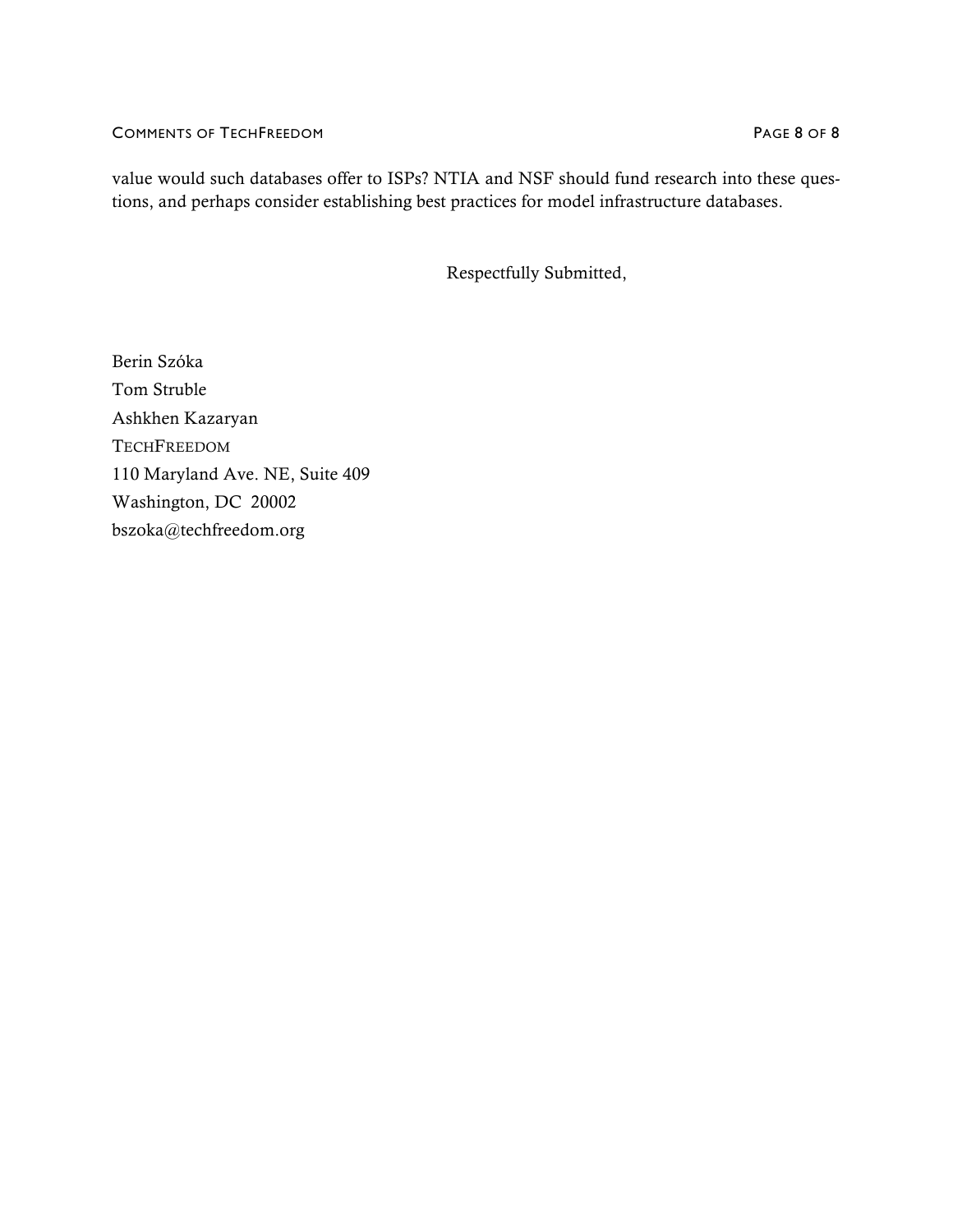value would such databases offer to ISPs? NTIA and NSF should fund research into these questions, and perhaps consider establishing best practices for model infrastructure databases.

Respectfully Submitted,

Berin Szóka
Tom Struble
Ashkhen Kazaryan
TECHFREEDOM
110 Maryland Ave. NE, Suite 409
Washington, DC 20002
bszoka@techfreedom.org